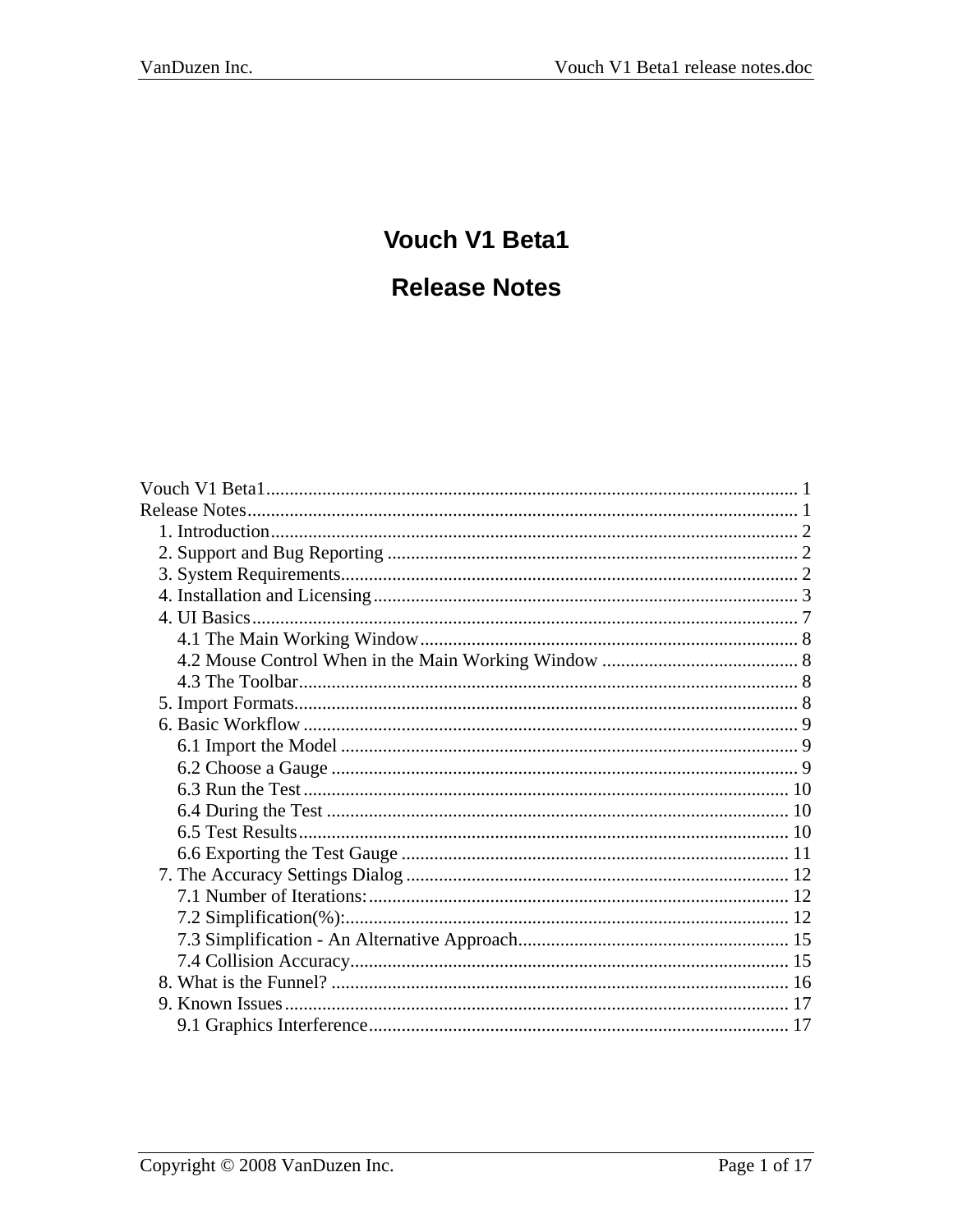# Vouch V1 Beta1

# Release Notes

Vouch V1 Beta1 ........................................................................................................ 1
Release Notes ........................................................................................................ 1
- 1. Introduction ........................................................................................................ 2
- 2. Support and Bug Reporting ........................................................................................................ 2
- 3. System Requirements ........................................................................................................ 2
- 4. Installation and Licensing ........................................................................................................ 3
- 4. UI Basics ........................................................................................................ 7
  - 4.1 The Main Working Window ........................................................................................................ 8
  - 4.2 Mouse Control When in the Main Working Window ........................................................................................................ 8
  - 4.3 The Toolbar ........................................................................................................ 8
- 5. Import Formats ........................................................................................................ 8
- 6. Basic Workflow ........................................................................................................ 9
  - 6.1 Import the Model ........................................................................................................ 9
  - 6.2 Choose a Gauge ........................................................................................................ 9
  - 6.3 Run the Test ........................................................................................................ 10
  - 6.4 During the Test ........................................................................................................ 10
  - 6.5 Test Results ........................................................................................................ 10
  - 6.6 Exporting the Test Gauge ........................................................................................................ 11
- 7. The Accuracy Settings Dialog ........................................................................................................ 12
  - 7.1 Number of Iterations: ........................................................................................................ 12
  - 7.2 Simplification(%): ........................................................................................................ 12
  - 7.3 Simplification - An Alternative Approach ........................................................................................................ 15
  - 7.4 Collision Accuracy ........................................................................................................ 15
- 8. What is the Funnel? ........................................................................................................ 16
- 9. Known Issues ........................................................................................................ 17
  - 9.1 Graphics Interference ........................................................................................................ 17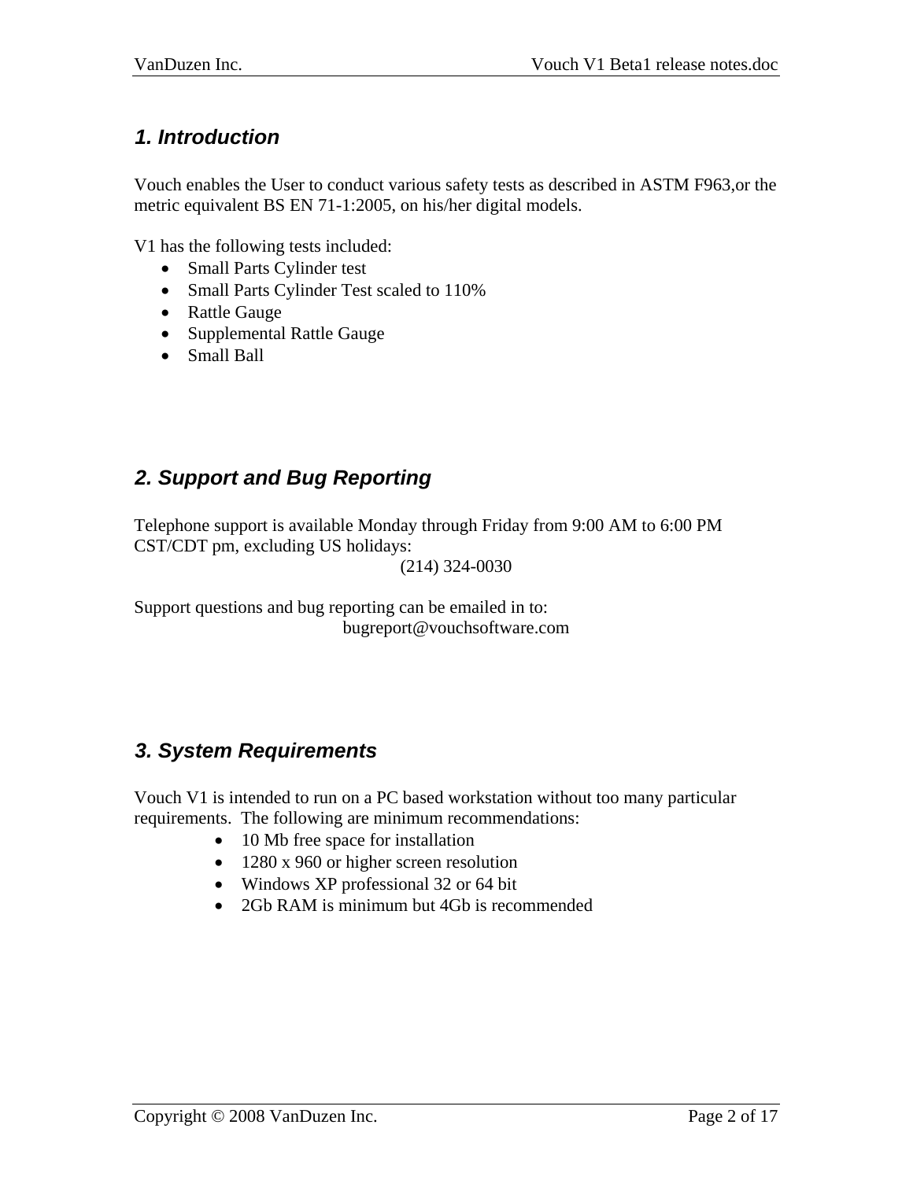## 1. Introduction

Vouch enables the User to conduct various safety tests as described in ASTM F963,or the metric equivalent BS EN 71-1:2005, on his/her digital models.

V1 has the following tests included:

- Small Parts Cylinder test
- Small Parts Cylinder Test scaled to 110%
- Rattle Gauge
- Supplemental Rattle Gauge
- Small Ball

## 2. Support and Bug Reporting

Telephone support is available Monday through Friday from 9:00 AM to 6:00 PM CST/CDT pm, excluding US holidays:

(214) 324-0030

Support questions and bug reporting can be emailed in to:

bugreport@vouchsoftware.com

## 3. System Requirements

Vouch V1 is intended to run on a PC based workstation without too many particular requirements. The following are minimum recommendations:

- 10 Mb free space for installation
- 1280 x 960 or higher screen resolution
- Windows XP professional 32 or 64 bit
- 2Gb RAM is minimum but 4Gb is recommended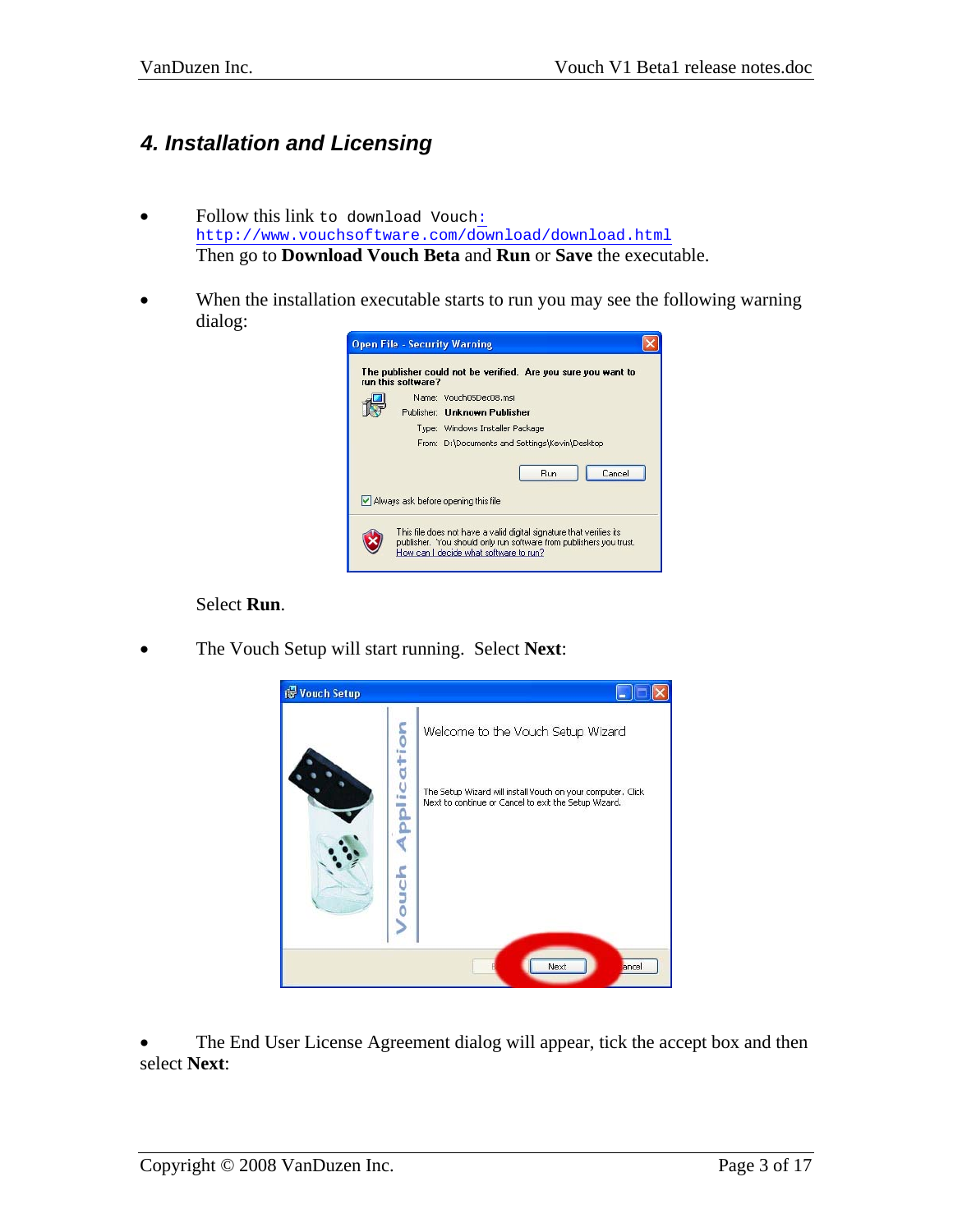## 4. Installation and Licensing

- Follow this link to download Vouch: http://www.vouchsoftware.com/download/download.html
  Then go to **Download Vouch Beta** and **Run** or **Save** the executable.

- When the installation executable starts to run you may see the following warning dialog:

  Select **Run**.

- The Vouch Setup will start running. Select **Next**:

- The End User License Agreement dialog will appear, tick the accept box and then select **Next**: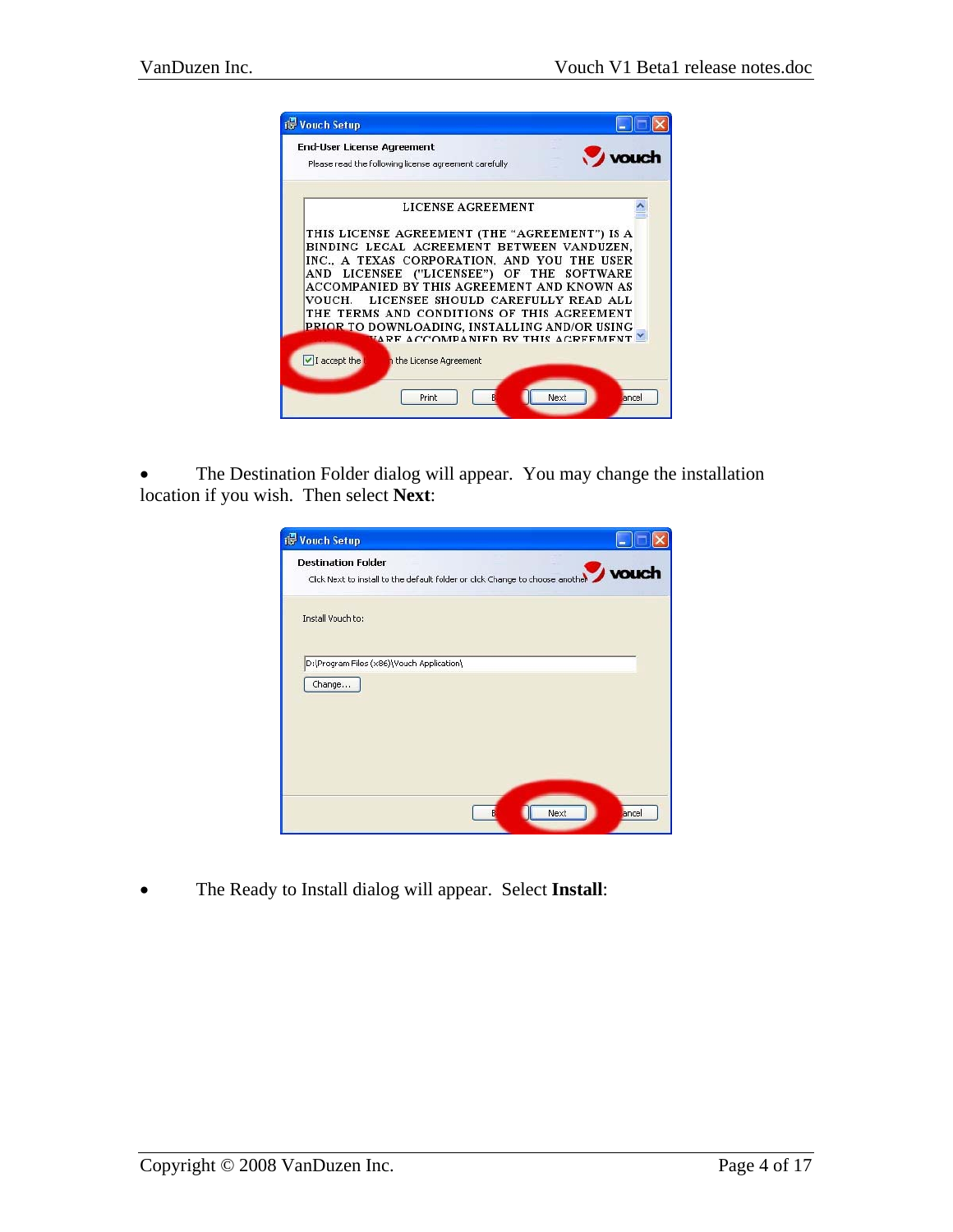- The Destination Folder dialog will appear. You may change the installation location if you wish. Then select **Next**:

- The Ready to Install dialog will appear. Select **Install**: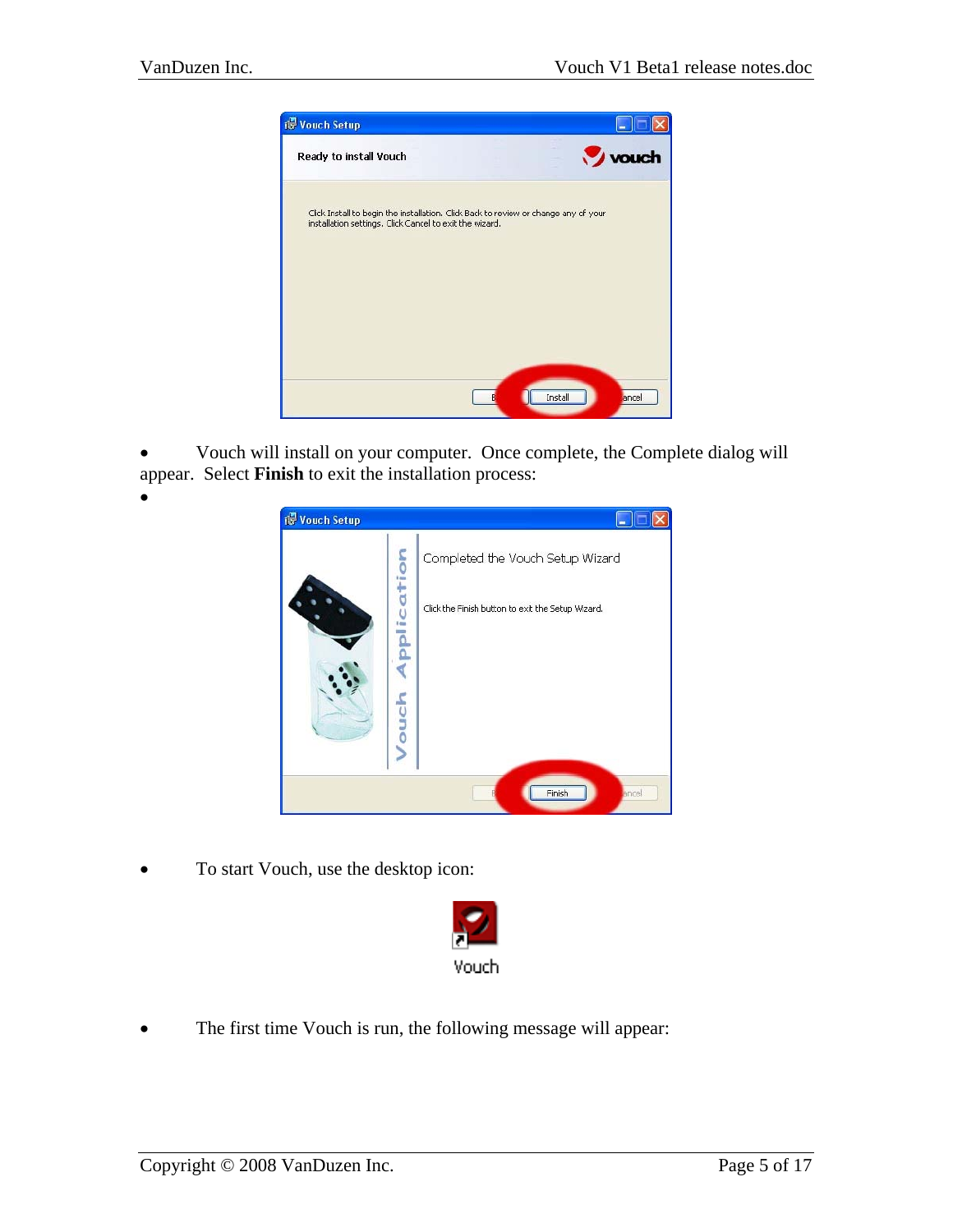- Vouch will install on your computer. Once complete, the Complete dialog will appear. Select **Finish** to exit the installation process:

- To start Vouch, use the desktop icon:

- The first time Vouch is run, the following message will appear: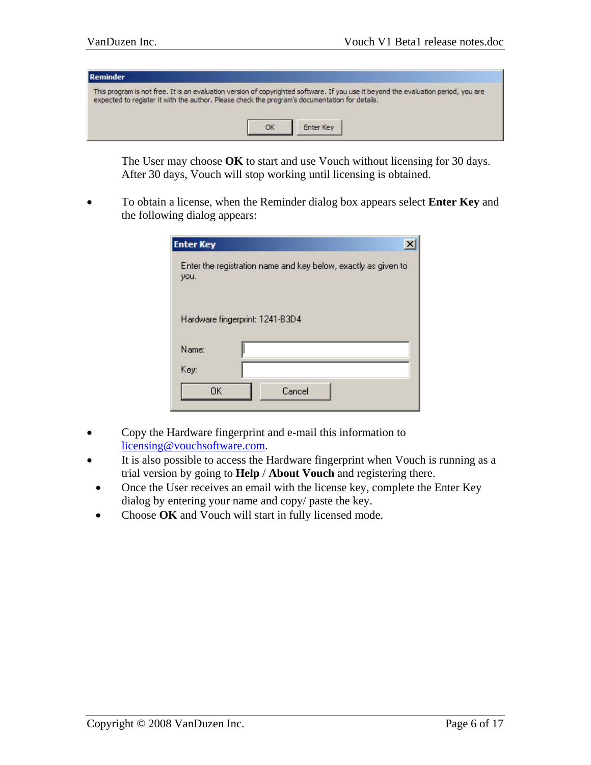The User may choose **OK** to start and use Vouch without licensing for 30 days. After 30 days, Vouch will stop working until licensing is obtained.

- To obtain a license, when the Reminder dialog box appears select **Enter Key** and the following dialog appears:

- Copy the Hardware fingerprint and e-mail this information to licensing@vouchsoftware.com.
- It is also possible to access the Hardware fingerprint when Vouch is running as a trial version by going to **Help** / **About Vouch** and registering there.
- Once the User receives an email with the license key, complete the Enter Key dialog by entering your name and copy/ paste the key.
- Choose **OK** and Vouch will start in fully licensed mode.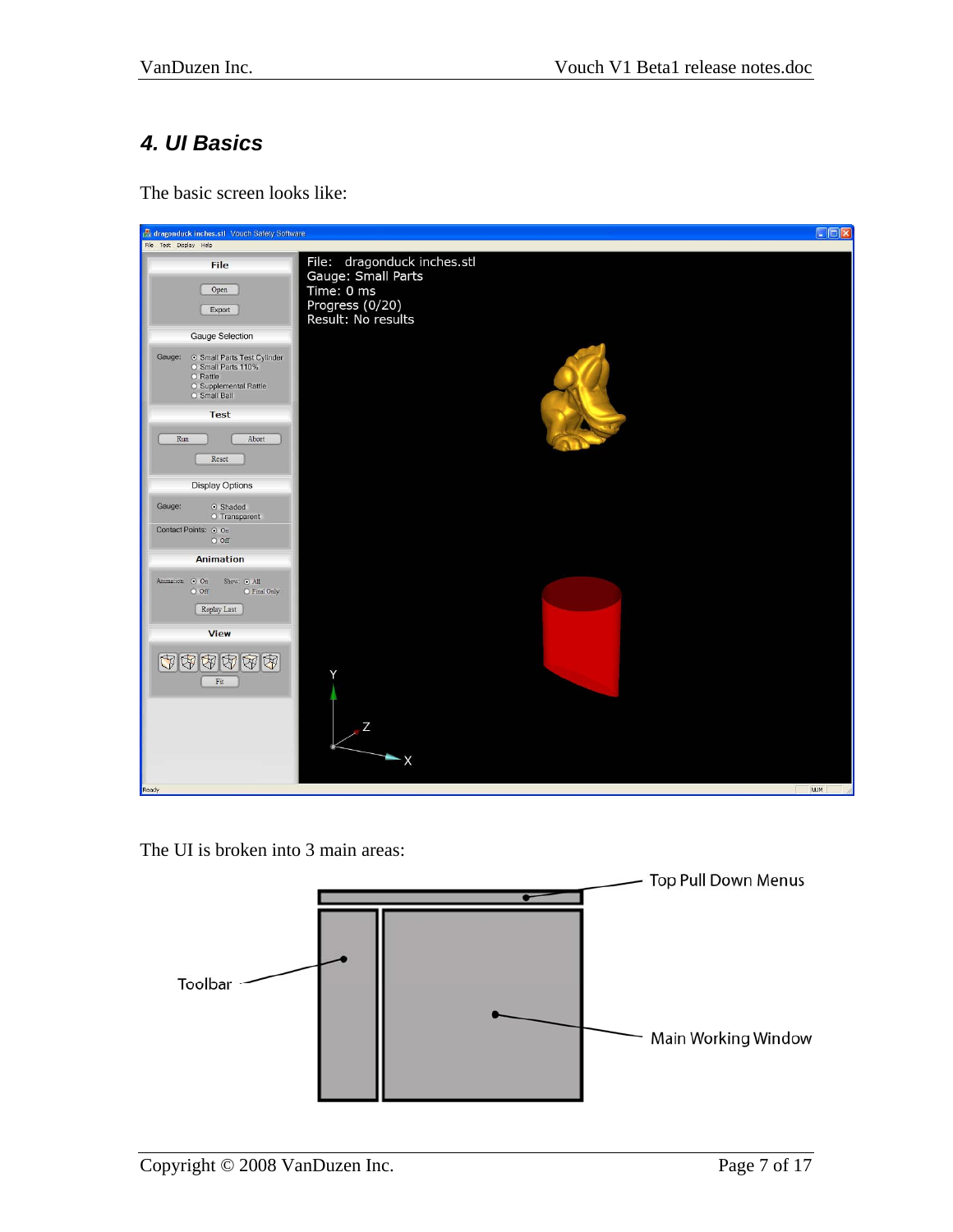## 4. UI Basics

The basic screen looks like:

The UI is broken into 3 main areas: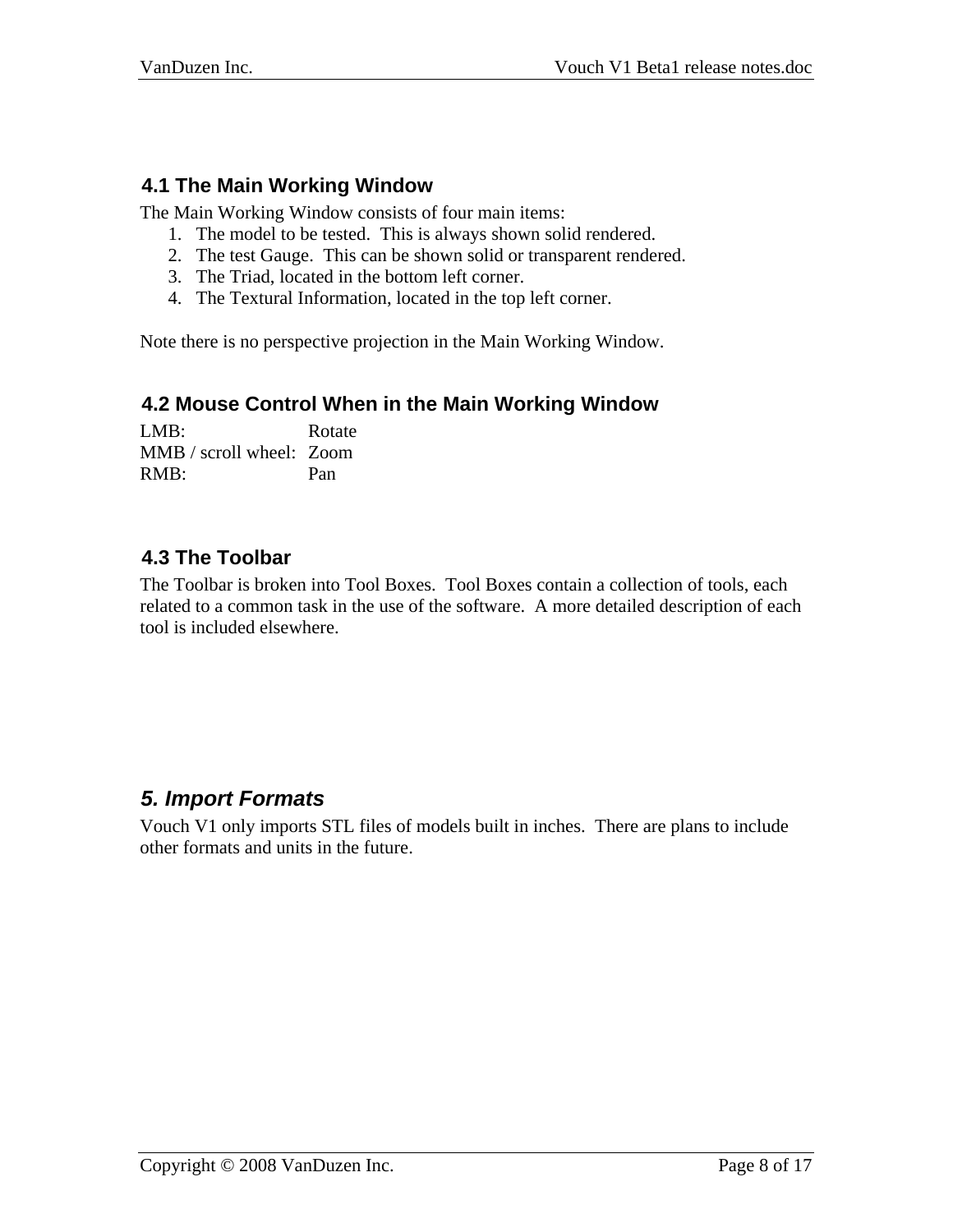### 4.1 The Main Working Window

The Main Working Window consists of four main items:

1. The model to be tested. This is always shown solid rendered.
2. The test Gauge. This can be shown solid or transparent rendered.
3. The Triad, located in the bottom left corner.
4. The Textural Information, located in the top left corner.

Note there is no perspective projection in the Main Working Window.

### 4.2 Mouse Control When in the Main Working Window

LMB: Rotate
MMB / scroll wheel: Zoom
RMB: Pan

### 4.3 The Toolbar

The Toolbar is broken into Tool Boxes. Tool Boxes contain a collection of tools, each related to a common task in the use of the software. A more detailed description of each tool is included elsewhere.

## *5. Import Formats*

Vouch V1 only imports STL files of models built in inches. There are plans to include other formats and units in the future.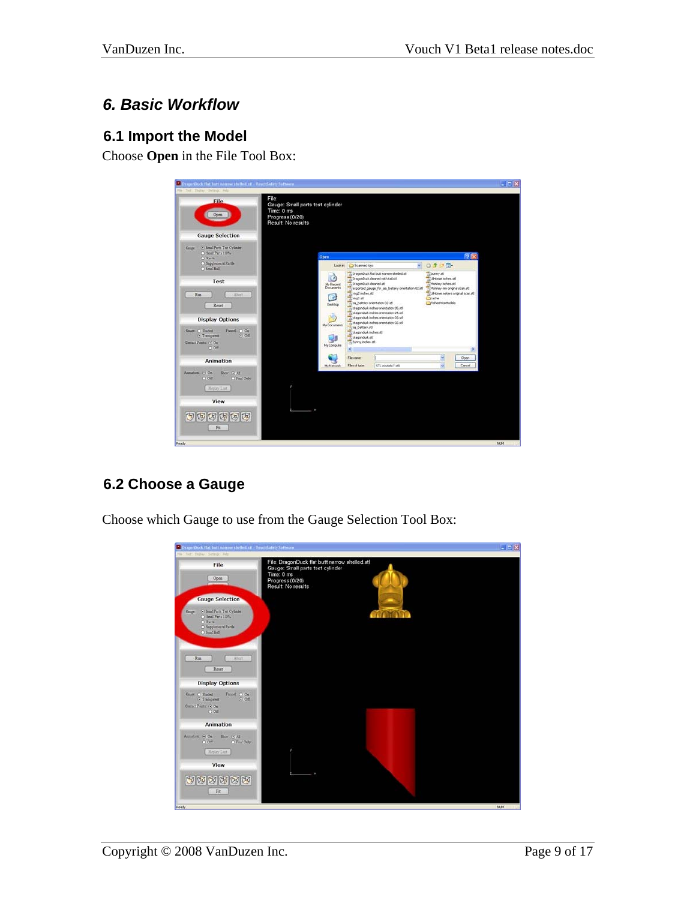## 6. Basic Workflow

### 6.1 Import the Model

Choose **Open** in the File Tool Box:

### 6.2 Choose a Gauge

Choose which Gauge to use from the Gauge Selection Tool Box: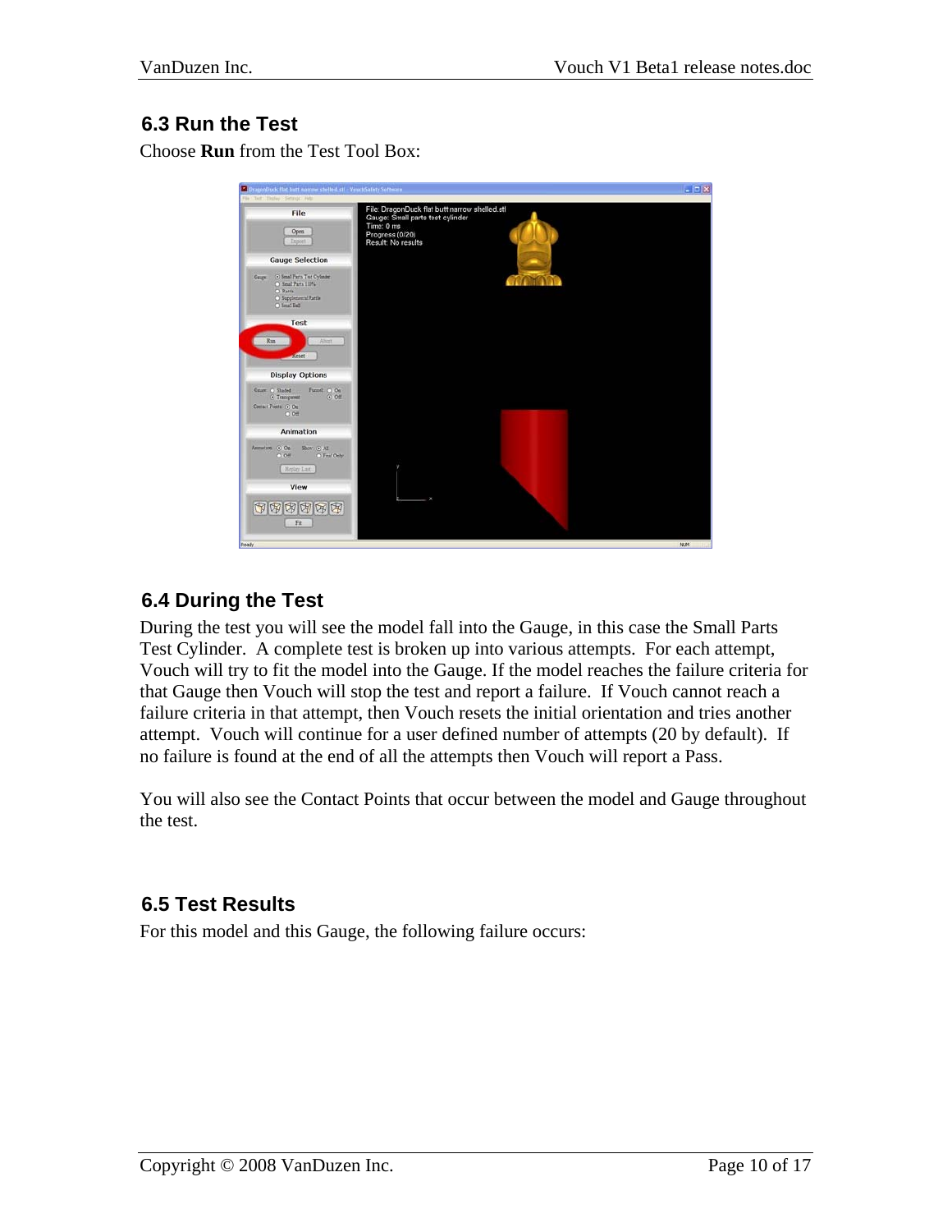## 6.3 Run the Test

Choose **Run** from the Test Tool Box:

## 6.4 During the Test

During the test you will see the model fall into the Gauge, in this case the Small Parts Test Cylinder. A complete test is broken up into various attempts. For each attempt, Vouch will try to fit the model into the Gauge. If the model reaches the failure criteria for that Gauge then Vouch will stop the test and report a failure. If Vouch cannot reach a failure criteria in that attempt, then Vouch resets the initial orientation and tries another attempt. Vouch will continue for a user defined number of attempts (20 by default). If no failure is found at the end of all the attempts then Vouch will report a Pass.

You will also see the Contact Points that occur between the model and Gauge throughout the test.

## 6.5 Test Results

For this model and this Gauge, the following failure occurs: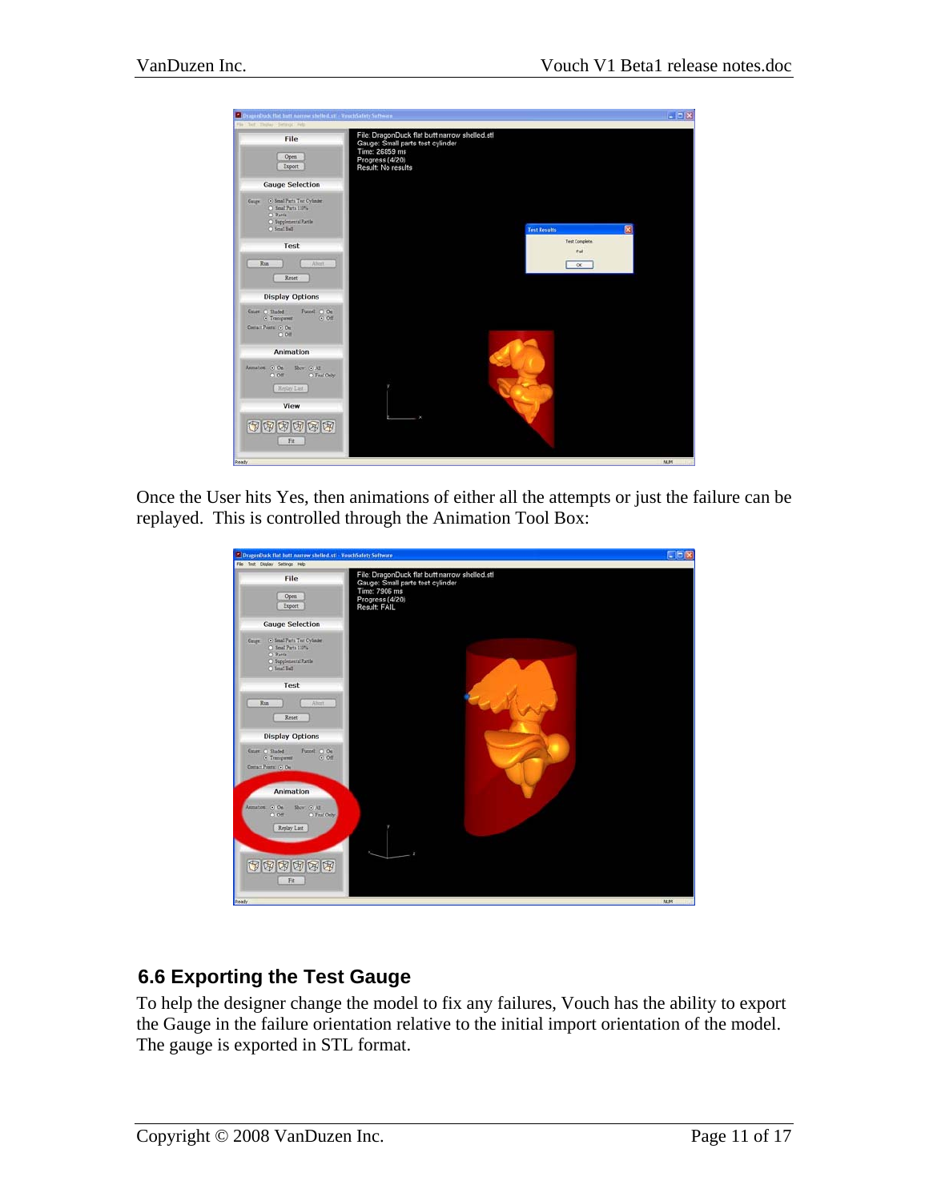Once the User hits Yes, then animations of either all the attempts or just the failure can be replayed. This is controlled through the Animation Tool Box:

## 6.6 Exporting the Test Gauge

To help the designer change the model to fix any failures, Vouch has the ability to export the Gauge in the failure orientation relative to the initial import orientation of the model. The gauge is exported in STL format.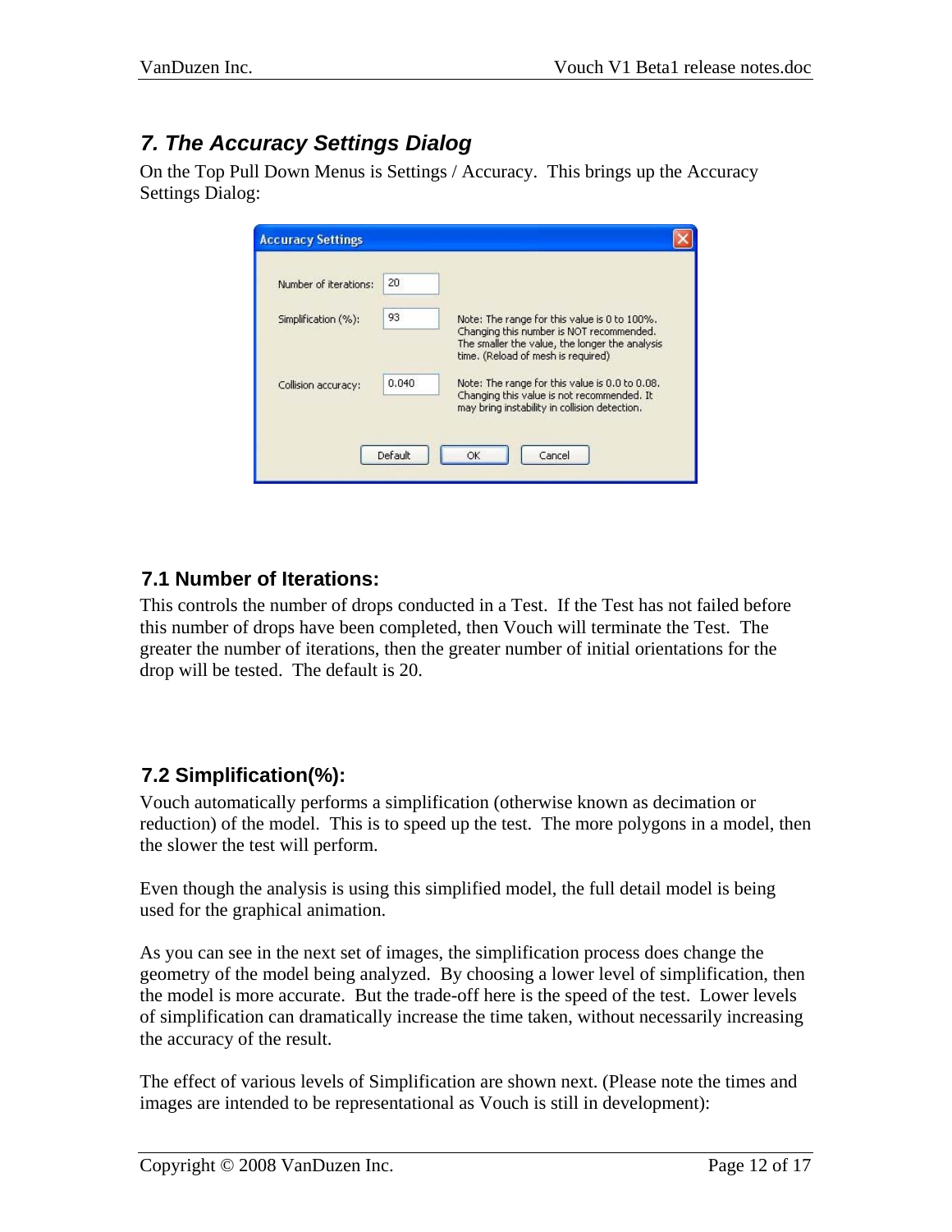## 7. The Accuracy Settings Dialog

On the Top Pull Down Menus is Settings / Accuracy. This brings up the Accuracy Settings Dialog:

### 7.1 Number of Iterations:

This controls the number of drops conducted in a Test. If the Test has not failed before this number of drops have been completed, then Vouch will terminate the Test. The greater the number of iterations, then the greater number of initial orientations for the drop will be tested. The default is 20.

### 7.2 Simplification(%):

Vouch automatically performs a simplification (otherwise known as decimation or reduction) of the model. This is to speed up the test. The more polygons in a model, then the slower the test will perform.

Even though the analysis is using this simplified model, the full detail model is being used for the graphical animation.

As you can see in the next set of images, the simplification process does change the geometry of the model being analyzed. By choosing a lower level of simplification, then the model is more accurate. But the trade-off here is the speed of the test. Lower levels of simplification can dramatically increase the time taken, without necessarily increasing the accuracy of the result.

The effect of various levels of Simplification are shown next. (Please note the times and images are intended to be representational as Vouch is still in development):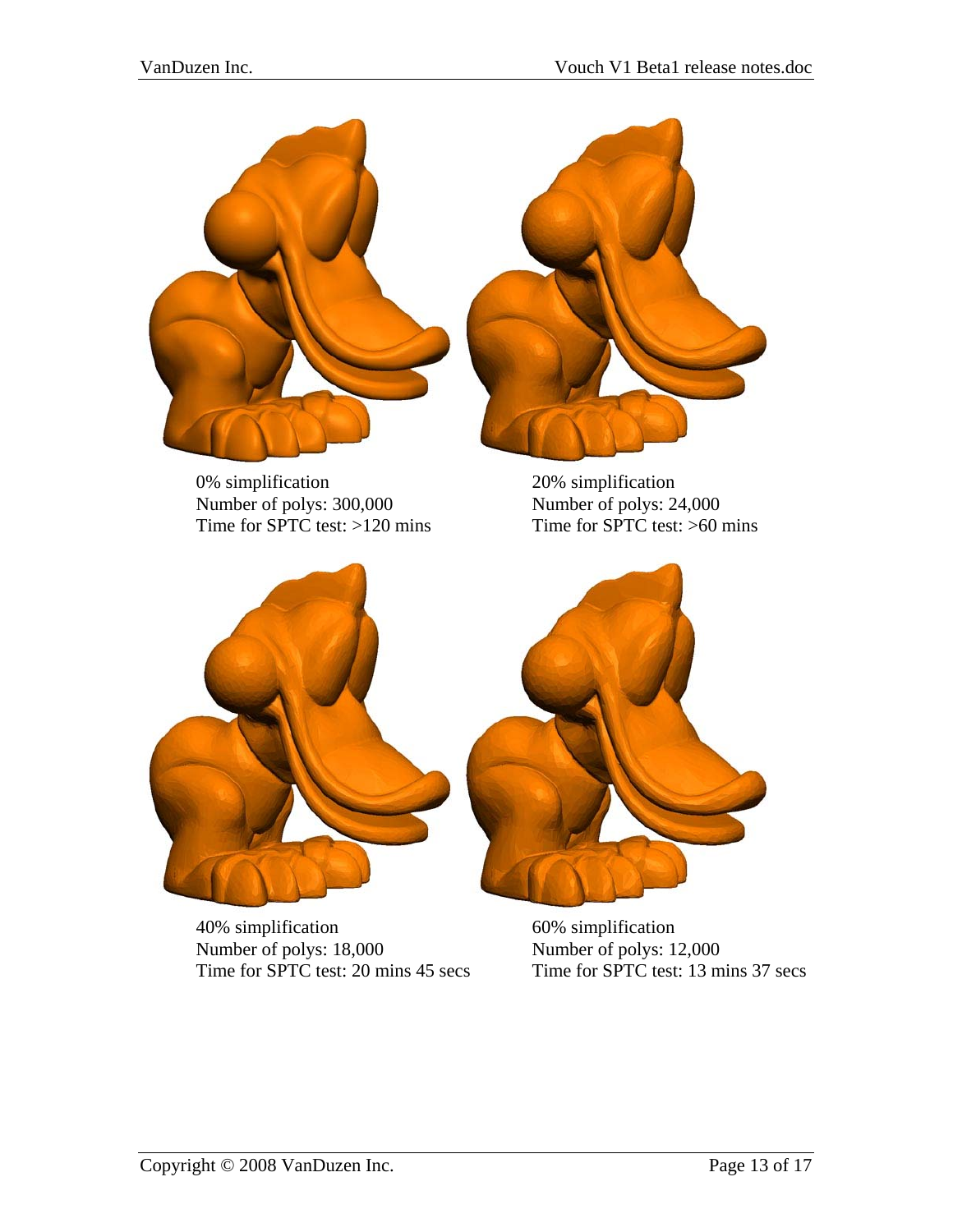0% simplification
Number of polys: 300,000
Time for SPTC test: >120 mins

20% simplification
Number of polys: 24,000
Time for SPTC test: >60 mins

40% simplification
Number of polys: 18,000
Time for SPTC test: 20 mins 45 secs

60% simplification
Number of polys: 12,000
Time for SPTC test: 13 mins 37 secs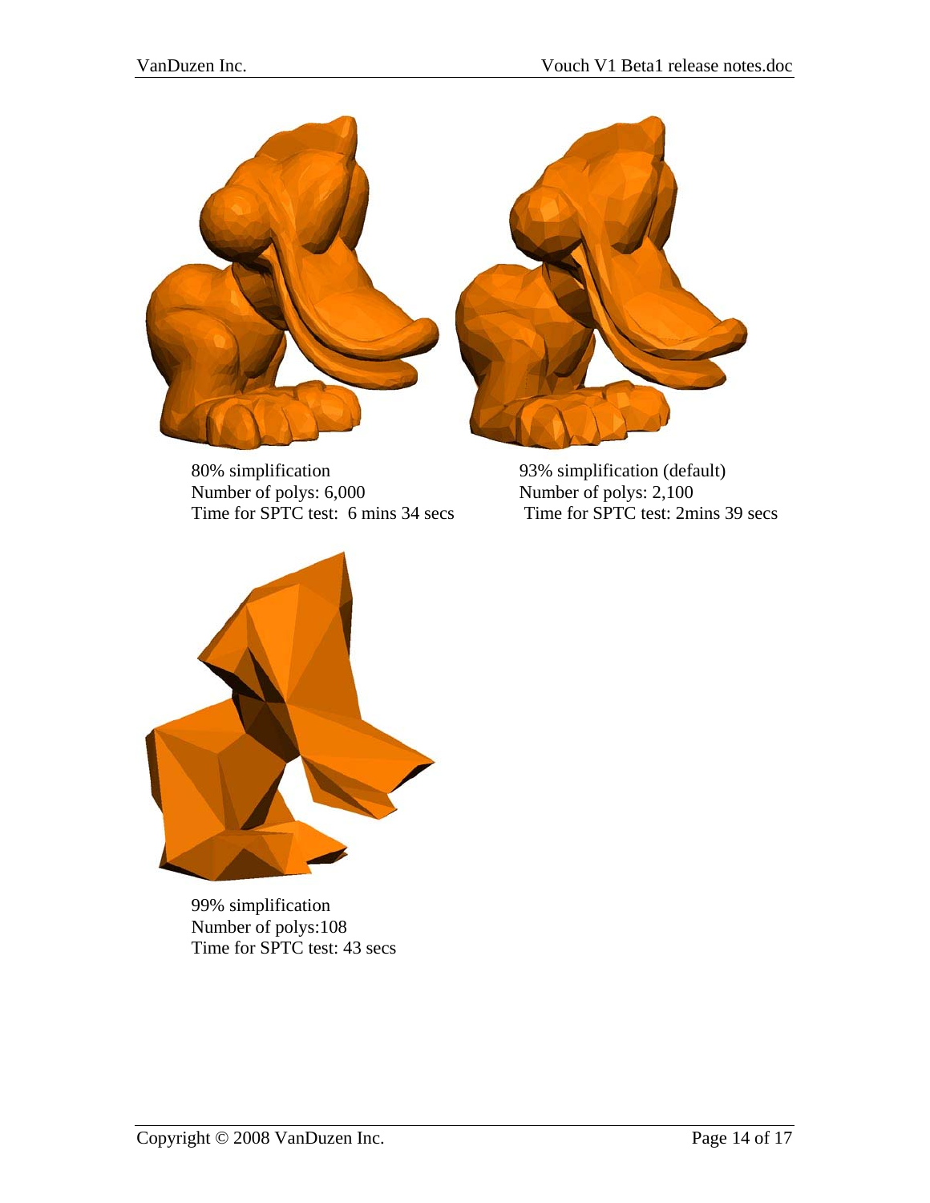80% simplification
Number of polys: 6,000
Time for SPTC test: 6 mins 34 secs

93% simplification (default)
Number of polys: 2,100
Time for SPTC test: 2mins 39 secs

99% simplification
Number of polys:108
Time for SPTC test: 43 secs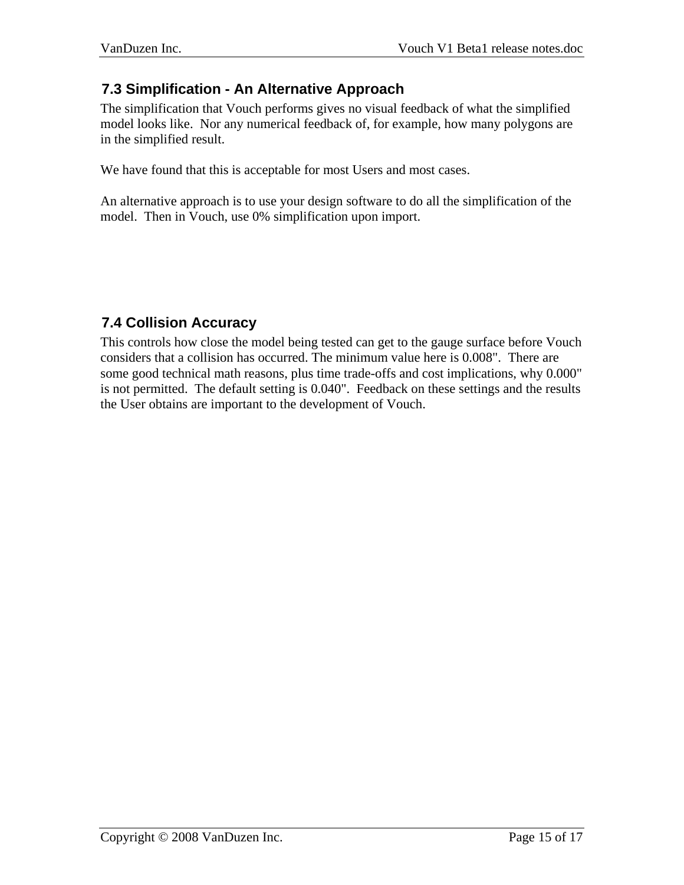### 7.3 Simplification - An Alternative Approach

The simplification that Vouch performs gives no visual feedback of what the simplified model looks like. Nor any numerical feedback of, for example, how many polygons are in the simplified result.

We have found that this is acceptable for most Users and most cases.

An alternative approach is to use your design software to do all the simplification of the model. Then in Vouch, use 0% simplification upon import.

### 7.4 Collision Accuracy

This controls how close the model being tested can get to the gauge surface before Vouch considers that a collision has occurred. The minimum value here is 0.008". There are some good technical math reasons, plus time trade-offs and cost implications, why 0.000" is not permitted. The default setting is 0.040". Feedback on these settings and the results the User obtains are important to the development of Vouch.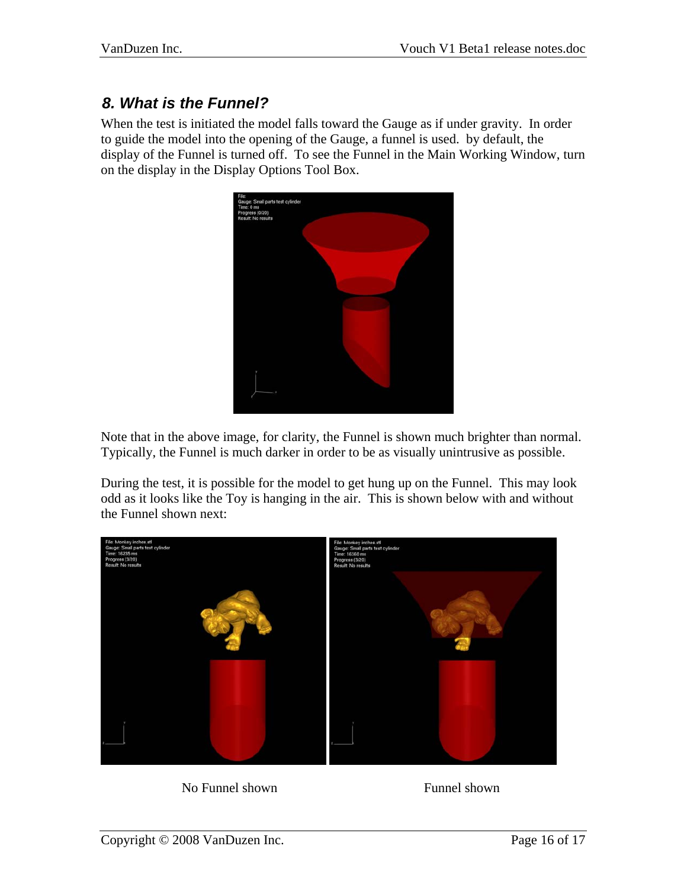## *8. What is the Funnel?*

When the test is initiated the model falls toward the Gauge as if under gravity. In order to guide the model into the opening of the Gauge, a funnel is used. by default, the display of the Funnel is turned off. To see the Funnel in the Main Working Window, turn on the display in the Display Options Tool Box.

Note that in the above image, for clarity, the Funnel is shown much brighter than normal. Typically, the Funnel is much darker in order to be as visually unintrusive as possible.

During the test, it is possible for the model to get hung up on the Funnel. This may look odd as it looks like the Toy is hanging in the air. This is shown below with and without the Funnel shown next:

No Funnel shown

Funnel shown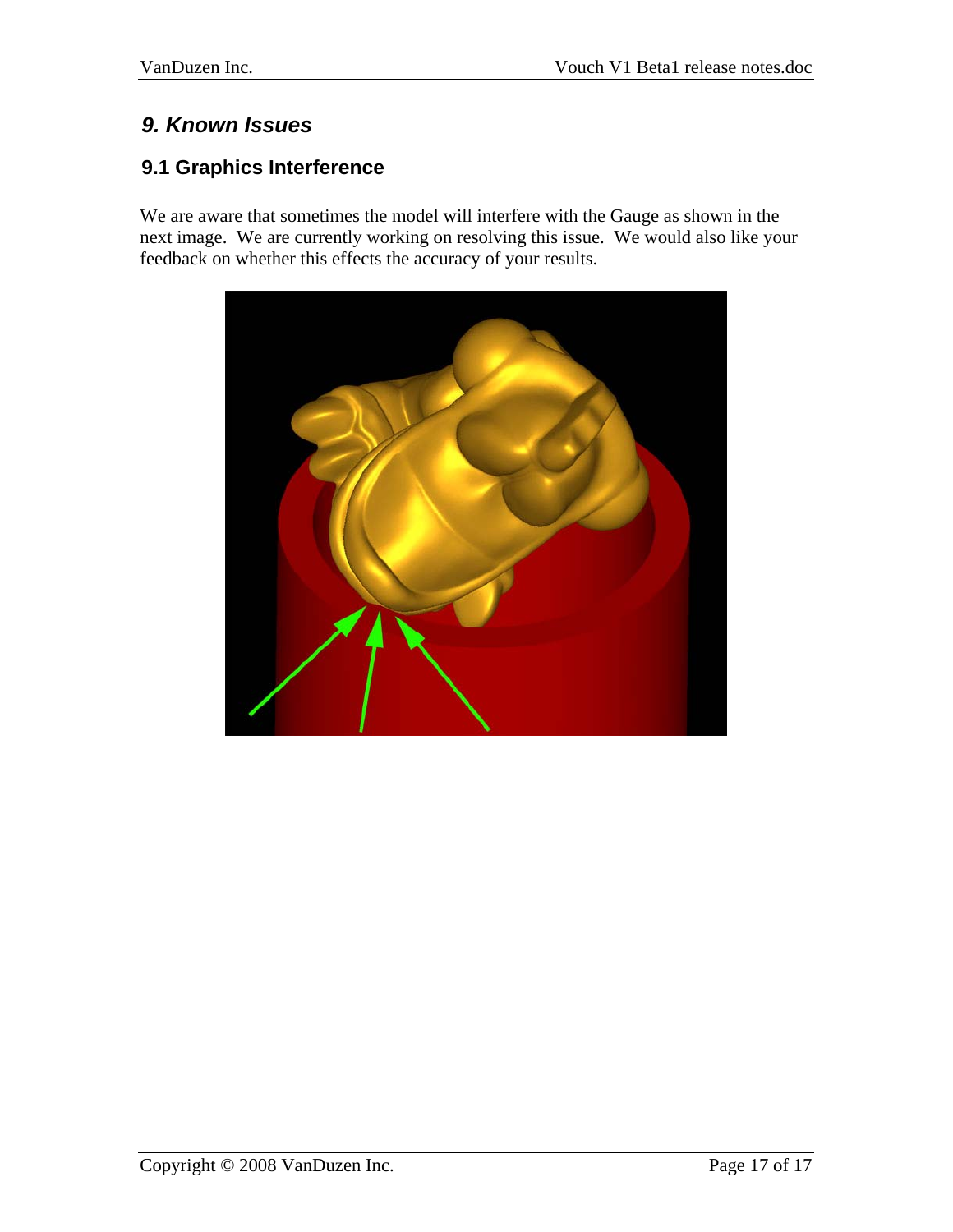## *9. Known Issues*

### 9.1 Graphics Interference

We are aware that sometimes the model will interfere with the Gauge as shown in the next image. We are currently working on resolving this issue. We would also like your feedback on whether this effects the accuracy of your results.